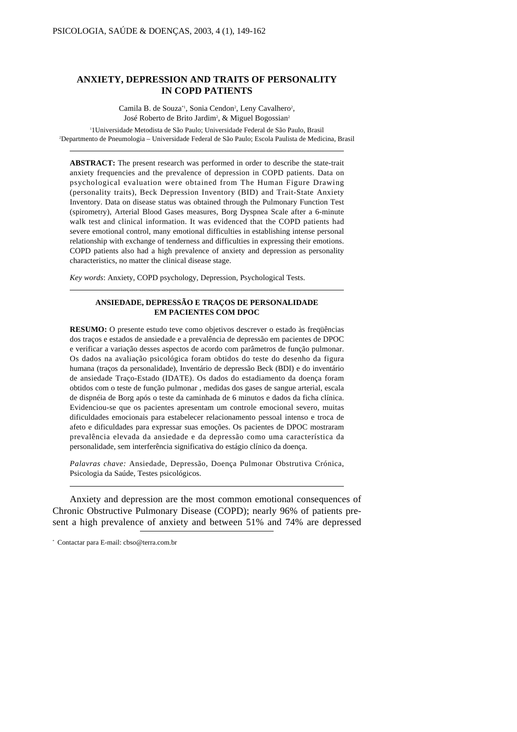# ANXIETY, DEPRESSION AND TRAITS OF PERSONALITY IN COPD PATIENTS

Camila B. de Souza*[1], Sonia Cendon[2], Leny Cavalhero[2], José Roberto de Brito Jardim[2], & Miguel Bogossian[2]

[1]1Universidade Metodista de São Paulo; Universidade Federal de São Paulo, Brasil
[2]Departmento de Pneumologia – Universidade Federal de São Paulo; Escola Paulista de Medicina, Brasil

---

**ABSTRACT:** The present research was performed in order to describe the state-trait anxiety frequencies and the prevalence of depression in COPD patients. Data on psychological evaluation were obtained from The Human Figure Drawing (personality traits), Beck Depression Inventory (BID) and Trait-State Anxiety Inventory. Data on disease status was obtained through the Pulmonary Function Test (spirometry), Arterial Blood Gases measures, Borg Dyspnea Scale after a 6-minute walk test and clinical information. It was evidenced that the COPD patients had severe emotional control, many emotional difficulties in establishing intense personal relationship with exchange of tenderness and difficulties in expressing their emotions. COPD patients also had a high prevalence of anxiety and depression as personality characteristics, no matter the clinical disease stage.

*Key words*: Anxiety, COPD psychology, Depression, Psychological Tests.

---

## ANSIEDADE, DEPRESSÃO E TRAÇOS DE PERSONALIDADE EM PACIENTES COM DPOC

**RESUMO:** O presente estudo teve como objetivos descrever o estado às freqüências dos traços e estados de ansiedade e a prevalência de depressão em pacientes de DPOC e verificar a variação desses aspectos de acordo com parâmetros de função pulmonar. Os dados na avaliação psicológica foram obtidos do teste do desenho da figura humana (traços da personalidade), Inventário de depressão Beck (BDI) e do inventário de ansiedade Traço-Estado (IDATE). Os dados do estadiamento da doença foram obtidos com o teste de função pulmonar , medidas dos gases de sangue arterial, escala de dispnéia de Borg após o teste da caminhada de 6 minutos e dados da ficha clínica. Evidenciou-se que os pacientes apresentam um controle emocional severo, muitas dificuldades emocionais para estabelecer relacionamento pessoal intenso e troca de afeto e dificuldades para expressar suas emoções. Os pacientes de DPOC mostraram prevalência elevada da ansiedade e da depressão como uma característica da personalidade, sem interferência significativa do estágio clínico da doença.

*Palavras chave:* Ansiedade, Depressão, Doença Pulmonar Obstrutiva Crónica, Psicologia da Saúde, Testes psicológicos.

---

Anxiety and depression are the most common emotional consequences of Chronic Obstructive Pulmonary Disease (COPD); nearly 96% of patients present a high prevalence of anxiety and between 51% and 74% are depressed

* Contactar para E-mail: cbso@terra.com.br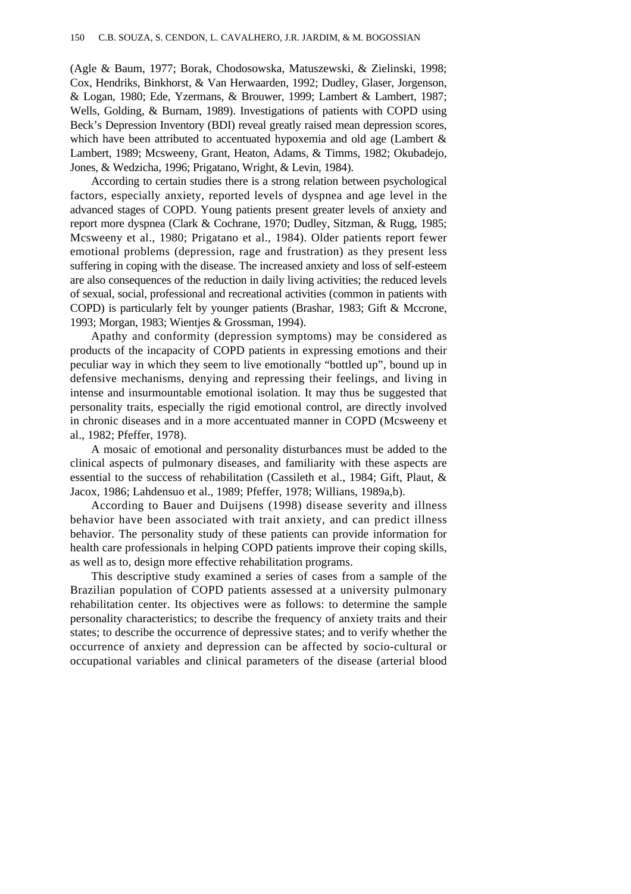(Agle & Baum, 1977; Borak, Chodosowska, Matuszewski, & Zielinski, 1998; Cox, Hendriks, Binkhorst, & Van Herwaarden, 1992; Dudley, Glaser, Jorgenson, & Logan, 1980; Ede, Yzermans, & Brouwer, 1999; Lambert & Lambert, 1987; Wells, Golding, & Burnam, 1989). Investigations of patients with COPD using Beck's Depression Inventory (BDI) reveal greatly raised mean depression scores, which have been attributed to accentuated hypoxemia and old age (Lambert & Lambert, 1989; Mcsweeny, Grant, Heaton, Adams, & Timms, 1982; Okubadejo, Jones, & Wedzicha, 1996; Prigatano, Wright, & Levin, 1984).

According to certain studies there is a strong relation between psychological factors, especially anxiety, reported levels of dyspnea and age level in the advanced stages of COPD. Young patients present greater levels of anxiety and report more dyspnea (Clark & Cochrane, 1970; Dudley, Sitzman, & Rugg, 1985; Mcsweeny et al., 1980; Prigatano et al., 1984). Older patients report fewer emotional problems (depression, rage and frustration) as they present less suffering in coping with the disease. The increased anxiety and loss of self-esteem are also consequences of the reduction in daily living activities; the reduced levels of sexual, social, professional and recreational activities (common in patients with COPD) is particularly felt by younger patients (Brashar, 1983; Gift & Mccrone, 1993; Morgan, 1983; Wientjes & Grossman, 1994).

Apathy and conformity (depression symptoms) may be considered as products of the incapacity of COPD patients in expressing emotions and their peculiar way in which they seem to live emotionally "bottled up", bound up in defensive mechanisms, denying and repressing their feelings, and living in intense and insurmountable emotional isolation. It may thus be suggested that personality traits, especially the rigid emotional control, are directly involved in chronic diseases and in a more accentuated manner in COPD (Mcsweeny et al., 1982; Pfeffer, 1978).

A mosaic of emotional and personality disturbances must be added to the clinical aspects of pulmonary diseases, and familiarity with these aspects are essential to the success of rehabilitation (Cassileth et al., 1984; Gift, Plaut, & Jacox, 1986; Lahdensuo et al., 1989; Pfeffer, 1978; Willians, 1989a,b).

According to Bauer and Duijsens (1998) disease severity and illness behavior have been associated with trait anxiety, and can predict illness behavior. The personality study of these patients can provide information for health care professionals in helping COPD patients improve their coping skills, as well as to, design more effective rehabilitation programs.

This descriptive study examined a series of cases from a sample of the Brazilian population of COPD patients assessed at a university pulmonary rehabilitation center. Its objectives were as follows: to determine the sample personality characteristics; to describe the frequency of anxiety traits and their states; to describe the occurrence of depressive states; and to verify whether the occurrence of anxiety and depression can be affected by socio-cultural or occupational variables and clinical parameters of the disease (arterial blood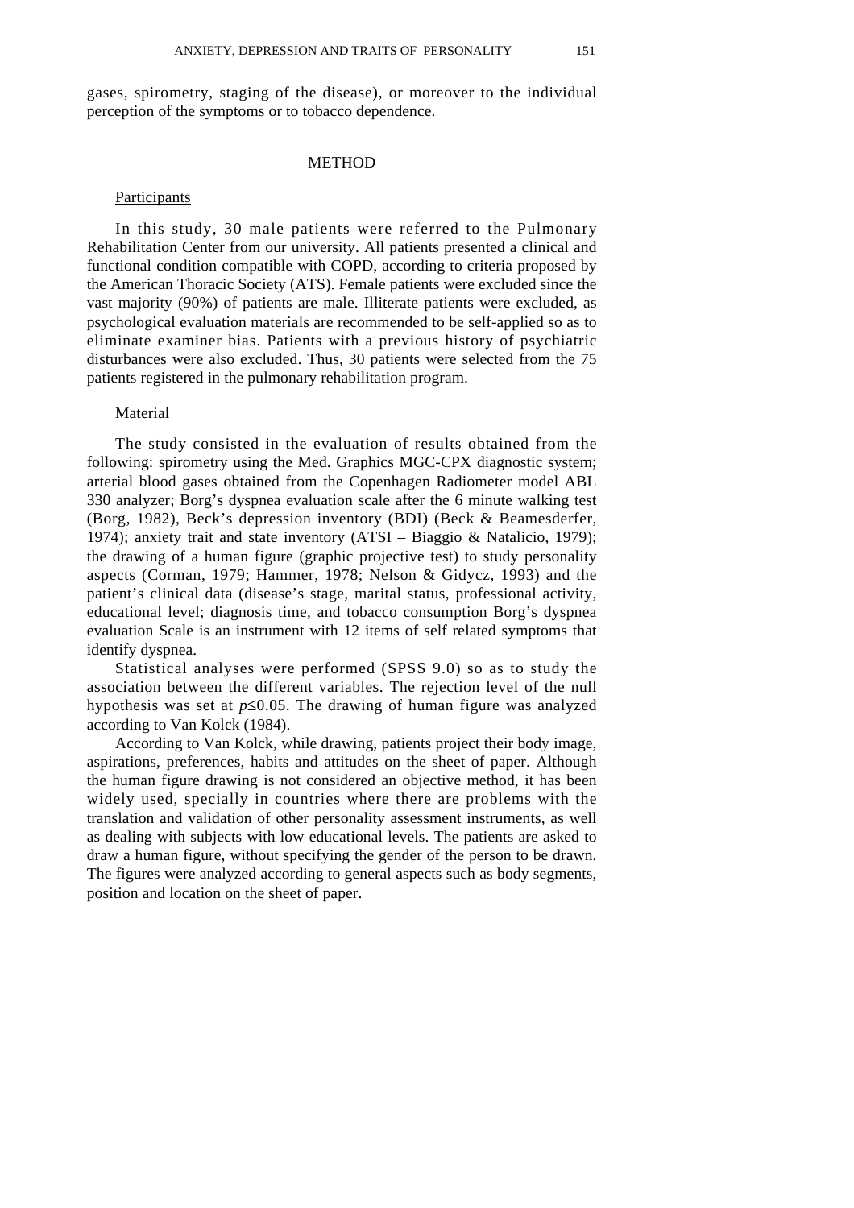gases, spirometry, staging of the disease), or moreover to the individual perception of the symptoms or to tobacco dependence.

## METHOD

### Participants

In this study, 30 male patients were referred to the Pulmonary Rehabilitation Center from our university. All patients presented a clinical and functional condition compatible with COPD, according to criteria proposed by the American Thoracic Society (ATS). Female patients were excluded since the vast majority (90%) of patients are male. Illiterate patients were excluded, as psychological evaluation materials are recommended to be self-applied so as to eliminate examiner bias. Patients with a previous history of psychiatric disturbances were also excluded. Thus, 30 patients were selected from the 75 patients registered in the pulmonary rehabilitation program.

### Material

The study consisted in the evaluation of results obtained from the following: spirometry using the Med. Graphics MGC-CPX diagnostic system; arterial blood gases obtained from the Copenhagen Radiometer model ABL 330 analyzer; Borg's dyspnea evaluation scale after the 6 minute walking test (Borg, 1982), Beck's depression inventory (BDI) (Beck & Beamesderfer, 1974); anxiety trait and state inventory (ATSI – Biaggio & Natalicio, 1979); the drawing of a human figure (graphic projective test) to study personality aspects (Corman, 1979; Hammer, 1978; Nelson & Gidycz, 1993) and the patient's clinical data (disease's stage, marital status, professional activity, educational level; diagnosis time, and tobacco consumption Borg's dyspnea evaluation Scale is an instrument with 12 items of self related symptoms that identify dyspnea.

Statistical analyses were performed (SPSS 9.0) so as to study the association between the different variables. The rejection level of the null hypothesis was set at $p \leq 0.05$. The drawing of human figure was analyzed according to Van Kolck (1984).

According to Van Kolck, while drawing, patients project their body image, aspirations, preferences, habits and attitudes on the sheet of paper. Although the human figure drawing is not considered an objective method, it has been widely used, specially in countries where there are problems with the translation and validation of other personality assessment instruments, as well as dealing with subjects with low educational levels. The patients are asked to draw a human figure, without specifying the gender of the person to be drawn. The figures were analyzed according to general aspects such as body segments, position and location on the sheet of paper.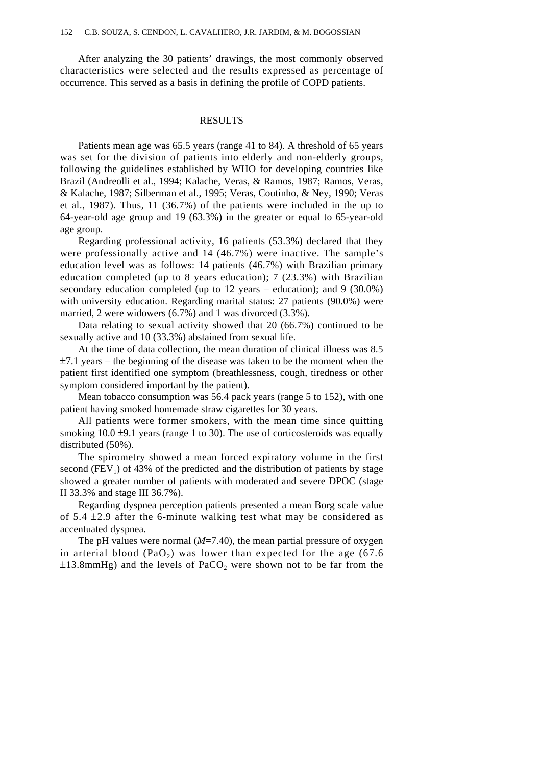After analyzing the 30 patients' drawings, the most commonly observed characteristics were selected and the results expressed as percentage of occurrence. This served as a basis in defining the profile of COPD patients.

## RESULTS

Patients mean age was 65.5 years (range 41 to 84). A threshold of 65 years was set for the division of patients into elderly and non-elderly groups, following the guidelines established by WHO for developing countries like Brazil (Andreolli et al., 1994; Kalache, Veras, & Ramos, 1987; Ramos, Veras, & Kalache, 1987; Silberman et al., 1995; Veras, Coutinho, & Ney, 1990; Veras et al., 1987). Thus, 11 (36.7%) of the patients were included in the up to 64-year-old age group and 19 (63.3%) in the greater or equal to 65-year-old age group.

Regarding professional activity, 16 patients (53.3%) declared that they were professionally active and 14 (46.7%) were inactive. The sample's education level was as follows: 14 patients (46.7%) with Brazilian primary education completed (up to 8 years education); 7 (23.3%) with Brazilian secondary education completed (up to 12 years – education); and 9 (30.0%) with university education. Regarding marital status: 27 patients (90.0%) were married, 2 were widowers (6.7%) and 1 was divorced (3.3%).

Data relating to sexual activity showed that 20 (66.7%) continued to be sexually active and 10 (33.3%) abstained from sexual life.

At the time of data collection, the mean duration of clinical illness was 8.5 ±7.1 years – the beginning of the disease was taken to be the moment when the patient first identified one symptom (breathlessness, cough, tiredness or other symptom considered important by the patient).

Mean tobacco consumption was 56.4 pack years (range 5 to 152), with one patient having smoked homemade straw cigarettes for 30 years.

All patients were former smokers, with the mean time since quitting smoking 10.0 ±9.1 years (range 1 to 30). The use of corticosteroids was equally distributed (50%).

The spirometry showed a mean forced expiratory volume in the first second ($FEV_1$) of 43% of the predicted and the distribution of patients by stage showed a greater number of patients with moderated and severe DPOC (stage II 33.3% and stage III 36.7%).

Regarding dyspnea perception patients presented a mean Borg scale value of 5.4 ±2.9 after the 6-minute walking test what may be considered as accentuated dyspnea.

The pH values were normal ($M$=7.40), the mean partial pressure of oxygen in arterial blood ($PaO_2$) was lower than expected for the age (67.6 ±13.8mmHg) and the levels of $PaCO_2$ were shown not to be far from the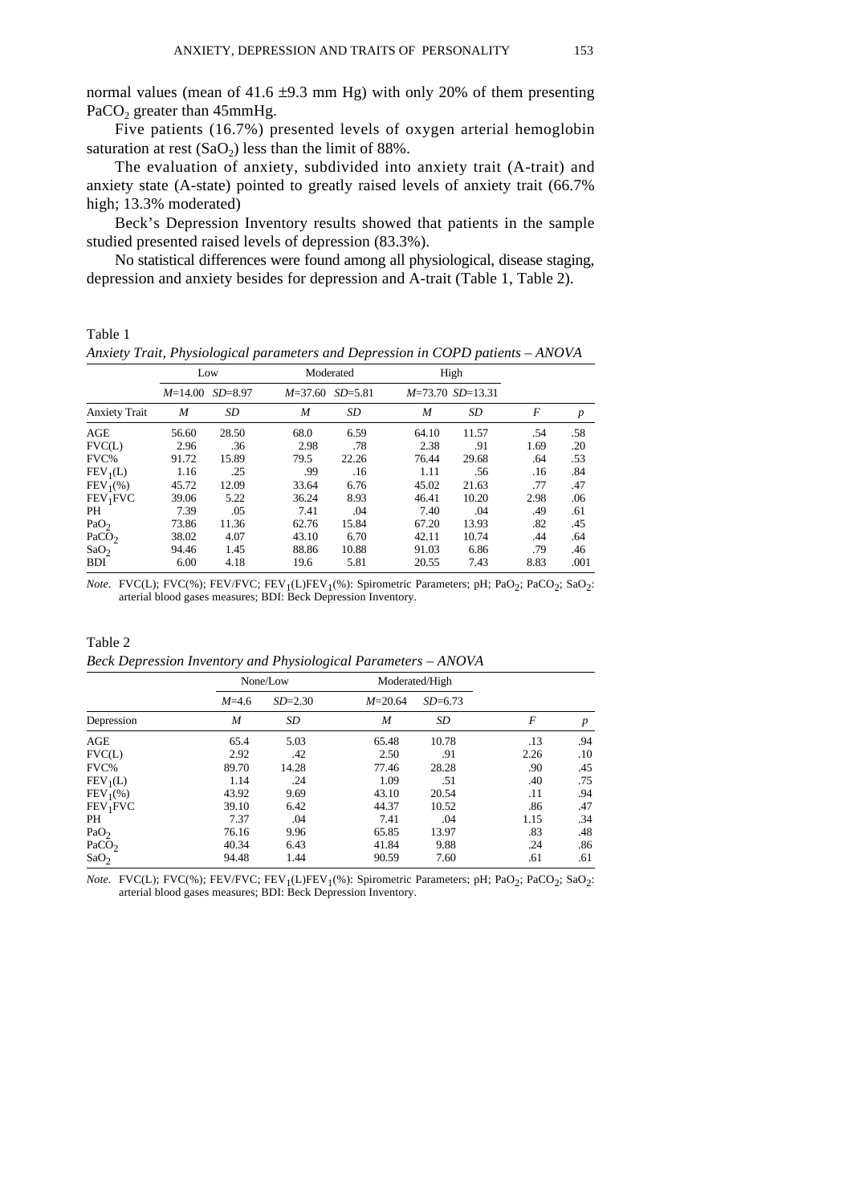normal values (mean of 41.6 ±9.3 mm Hg) with only 20% of them presenting $PaCO_2$ greater than 45mmHg.

Five patients (16.7%) presented levels of oxygen arterial hemoglobin saturation at rest ($SaO_2$) less than the limit of 88%.

The evaluation of anxiety, subdivided into anxiety trait (A-trait) and anxiety state (A-state) pointed to greatly raised levels of anxiety trait (66.7% high; 13.3% moderated)

Beck's Depression Inventory results showed that patients in the sample studied presented raised levels of depression (83.3%).

No statistical differences were found among all physiological, disease staging, depression and anxiety besides for depression and A-trait (Table 1, Table 2).

Table 1

*Anxiety Trait, Physiological parameters and Depression in COPD patients – ANOVA*

| | Low | | Moderated | | High | | | |
|---|---|---|---|---|---|---|---|---|
| | *M*=14.00 | *SD*=8.97 | *M*=37.60 | *SD*=5.81 | *M*=73.70 | *SD*=13.31 | | |
| Anxiety Trait | *M* | *SD* | *M* | *SD* | *M* | *SD* | *F* | *p* |
| AGE | 56.60 | 28.50 | 68.0 | 6.59 | 64.10 | 11.57 | .54 | .58 |
| FVC(L) | 2.96 | .36 | 2.98 | .78 | 2.38 | .91 | 1.69 | .20 |
| FVC% | 91.72 | 15.89 | 79.5 | 22.26 | 76.44 | 29.68 | .64 | .53 |
| $FEV_1$(L) | 1.16 | .25 | .99 | .16 | 1.11 | .56 | .16 | .84 |
| $FEV_1$(%) | 45.72 | 12.09 | 33.64 | 6.76 | 45.02 | 21.63 | .77 | .47 |
| $FEV_1$FVC | 39.06 | 5.22 | 36.24 | 8.93 | 46.41 | 10.20 | 2.98 | .06 |
| PH | 7.39 | .05 | 7.41 | .04 | 7.40 | .04 | .49 | .61 |
| $PaO_2$ | 73.86 | 11.36 | 62.76 | 15.84 | 67.20 | 13.93 | .82 | .45 |
| $PaCO_2$ | 38.02 | 4.07 | 43.10 | 6.70 | 42.11 | 10.74 | .44 | .64 |
| $SaO_2$ | 94.46 | 1.45 | 88.86 | 10.88 | 91.03 | 6.86 | .79 | .46 |
| BDI | 6.00 | 4.18 | 19.6 | 5.81 | 20.55 | 7.43 | 8.83 | .001 |

*Note.* FVC(L); FVC(%); FEV/FVC; $FEV_1$(L)$FEV_1$(%): Spirometric Parameters; pH; $PaO_2$; $PaCO_2$; $SaO_2$: arterial blood gases measures; BDI: Beck Depression Inventory.

Table 2

*Beck Depression Inventory and Physiological Parameters – ANOVA*

| | None/Low | | Moderated/High | | | |
|---|---|---|---|---|---|---|
| | *M*=4.6 | *SD*=2.30 | *M*=20.64 | *SD*=6.73 | | |
| Depression | *M* | *SD* | *M* | *SD* | *F* | *p* |
| AGE | 65.4 | 5.03 | 65.48 | 10.78 | .13 | .94 |
| FVC(L) | 2.92 | .42 | 2.50 | .91 | 2.26 | .10 |
| FVC% | 89.70 | 14.28 | 77.46 | 28.28 | .90 | .45 |
| $FEV_1$(L) | 1.14 | .24 | 1.09 | .51 | .40 | .75 |
| $FEV_1$(%) | 43.92 | 9.69 | 43.10 | 20.54 | .11 | .94 |
| $FEV_1$FVC | 39.10 | 6.42 | 44.37 | 10.52 | .86 | .47 |
| PH | 7.37 | .04 | 7.41 | .04 | 1.15 | .34 |
| $PaO_2$ | 76.16 | 9.96 | 65.85 | 13.97 | .83 | .48 |
| $PaCO_2$ | 40.34 | 6.43 | 41.84 | 9.88 | .24 | .86 |
| $SaO_2$ | 94.48 | 1.44 | 90.59 | 7.60 | .61 | .61 |

*Note.* FVC(L); FVC(%); FEV/FVC; $FEV_1$(L)$FEV_1$(%): Spirometric Parameters; pH; $PaO_2$; $PaCO_2$; $SaO_2$: arterial blood gases measures; BDI: Beck Depression Inventory.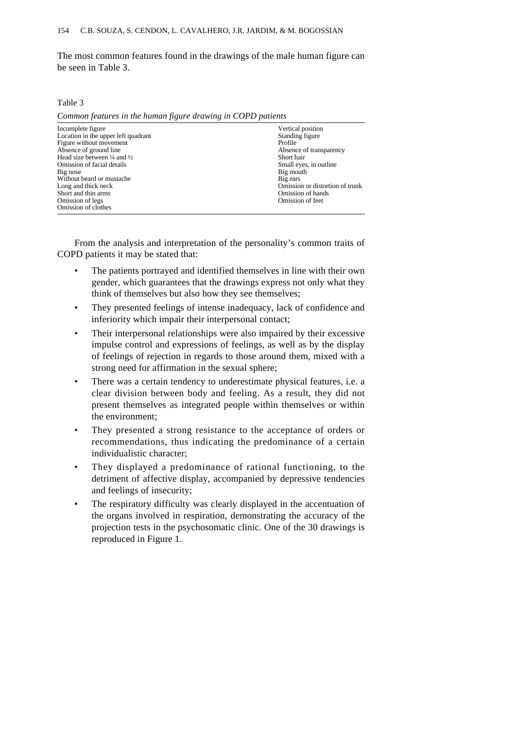The most common features found in the drawings of the male human figure can be seen in Table 3.

Table 3

*Common features in the human figure drawing in COPD patients*

| | |
|---|---|
| Incomplete figure | Vertical position |
| Location in the upper left quadrant | Standing figure |
| Figure without movement | Profile |
| Absence of ground line | Absence of transparency |
| Head size between ¼ and ½ | Short hair |
| Omission of facial details | Small eyes, in outline |
| Big nose | Big mouth |
| Without beard or mustache | Big ears |
| Long and thick neck | Omission or distortion of trunk |
| Short and thin arms | Omission of hands |
| Omission of legs | Omission of feet |
| Omission of clothes | |

From the analysis and interpretation of the personality's common traits of COPD patients it may be stated that:

- The patients portrayed and identified themselves in line with their own gender, which guarantees that the drawings express not only what they think of themselves but also how they see themselves;
- They presented feelings of intense inadequacy, lack of confidence and inferiority which impair their interpersonal contact;
- Their interpersonal relationships were also impaired by their excessive impulse control and expressions of feelings, as well as by the display of feelings of rejection in regards to those around them, mixed with a strong need for affirmation in the sexual sphere;
- There was a certain tendency to underestimate physical features, i.e. a clear division between body and feeling. As a result, they did not present themselves as integrated people within themselves or within the environment;
- They presented a strong resistance to the acceptance of orders or recommendations, thus indicating the predominance of a certain individualistic character;
- They displayed a predominance of rational functioning, to the detriment of affective display, accompanied by depressive tendencies and feelings of insecurity;
- The respiratory difficulty was clearly displayed in the accentuation of the organs involved in respiration, demonstrating the accuracy of the projection tests in the psychosomatic clinic. One of the 30 drawings is reproduced in Figure 1.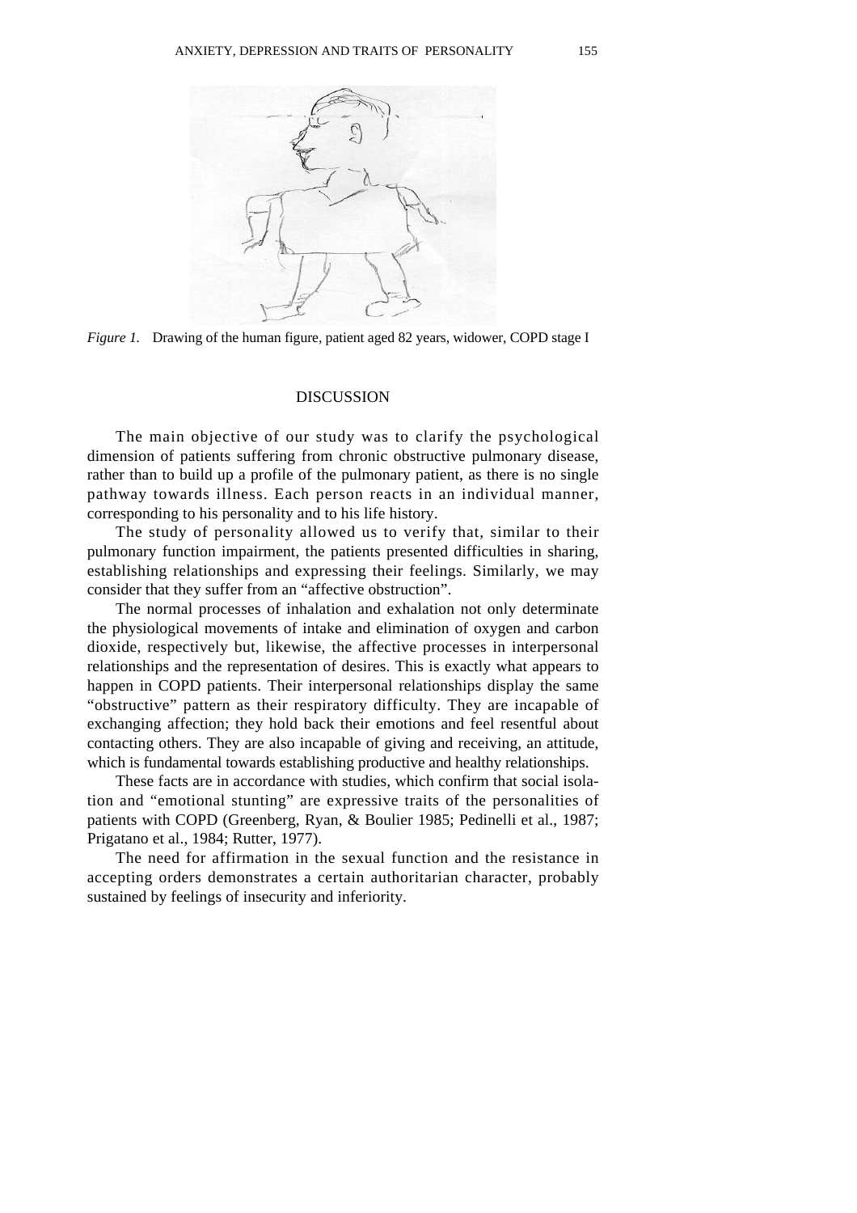*Figure 1.* Drawing of the human figure, patient aged 82 years, widower, COPD stage I

## DISCUSSION

The main objective of our study was to clarify the psychological dimension of patients suffering from chronic obstructive pulmonary disease, rather than to build up a profile of the pulmonary patient, as there is no single pathway towards illness. Each person reacts in an individual manner, corresponding to his personality and to his life history.

The study of personality allowed us to verify that, similar to their pulmonary function impairment, the patients presented difficulties in sharing, establishing relationships and expressing their feelings. Similarly, we may consider that they suffer from an "affective obstruction".

The normal processes of inhalation and exhalation not only determinate the physiological movements of intake and elimination of oxygen and carbon dioxide, respectively but, likewise, the affective processes in interpersonal relationships and the representation of desires. This is exactly what appears to happen in COPD patients. Their interpersonal relationships display the same "obstructive" pattern as their respiratory difficulty. They are incapable of exchanging affection; they hold back their emotions and feel resentful about contacting others. They are also incapable of giving and receiving, an attitude, which is fundamental towards establishing productive and healthy relationships.

These facts are in accordance with studies, which confirm that social isolation and "emotional stunting" are expressive traits of the personalities of patients with COPD (Greenberg, Ryan, & Boulier 1985; Pedinelli et al., 1987; Prigatano et al., 1984; Rutter, 1977).

The need for affirmation in the sexual function and the resistance in accepting orders demonstrates a certain authoritarian character, probably sustained by feelings of insecurity and inferiority.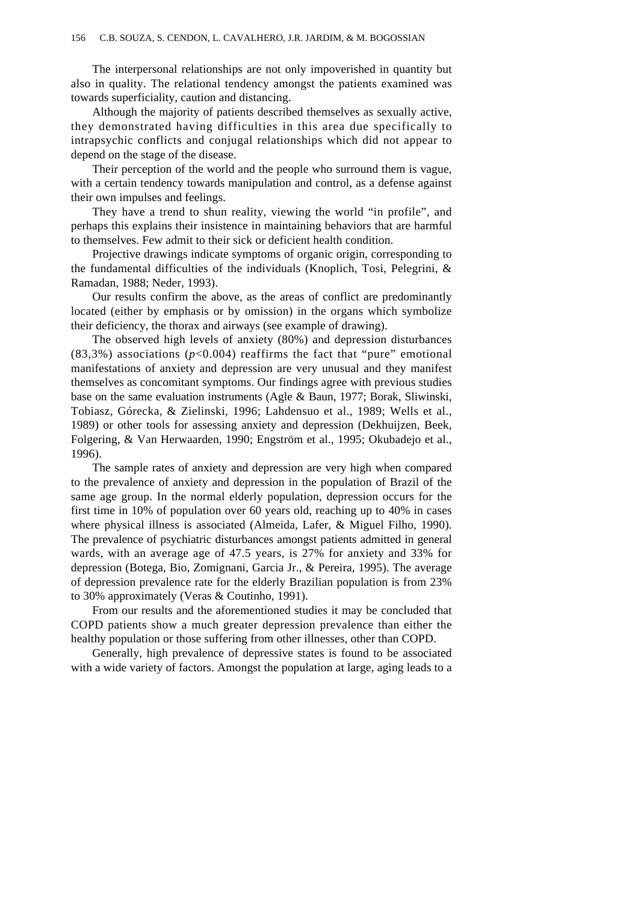The interpersonal relationships are not only impoverished in quantity but also in quality. The relational tendency amongst the patients examined was towards superficiality, caution and distancing.

Although the majority of patients described themselves as sexually active, they demonstrated having difficulties in this area due specifically to intrapsychic conflicts and conjugal relationships which did not appear to depend on the stage of the disease.

Their perception of the world and the people who surround them is vague, with a certain tendency towards manipulation and control, as a defense against their own impulses and feelings.

They have a trend to shun reality, viewing the world "in profile", and perhaps this explains their insistence in maintaining behaviors that are harmful to themselves. Few admit to their sick or deficient health condition.

Projective drawings indicate symptoms of organic origin, corresponding to the fundamental difficulties of the individuals (Knoplich, Tosi, Pelegrini, & Ramadan, 1988; Neder, 1993).

Our results confirm the above, as the areas of conflict are predominantly located (either by emphasis or by omission) in the organs which symbolize their deficiency, the thorax and airways (see example of drawing).

The observed high levels of anxiety (80%) and depression disturbances (83,3%) associations ($p$<0.004) reaffirms the fact that "pure" emotional manifestations of anxiety and depression are very unusual and they manifest themselves as concomitant symptoms. Our findings agree with previous studies base on the same evaluation instruments (Agle & Baun, 1977; Borak, Sliwinski, Tobiasz, Górecka, & Zielinski, 1996; Lahdensuo et al., 1989; Wells et al., 1989) or other tools for assessing anxiety and depression (Dekhuijzen, Beek, Folgering, & Van Herwaarden, 1990; Engström et al., 1995; Okubadejo et al., 1996).

The sample rates of anxiety and depression are very high when compared to the prevalence of anxiety and depression in the population of Brazil of the same age group. In the normal elderly population, depression occurs for the first time in 10% of population over 60 years old, reaching up to 40% in cases where physical illness is associated (Almeida, Lafer, & Miguel Filho, 1990). The prevalence of psychiatric disturbances amongst patients admitted in general wards, with an average age of 47.5 years, is 27% for anxiety and 33% for depression (Botega, Bio, Zomignani, Garcia Jr., & Pereira, 1995). The average of depression prevalence rate for the elderly Brazilian population is from 23% to 30% approximately (Veras & Coutinho, 1991).

From our results and the aforementioned studies it may be concluded that COPD patients show a much greater depression prevalence than either the healthy population or those suffering from other illnesses, other than COPD.

Generally, high prevalence of depressive states is found to be associated with a wide variety of factors. Amongst the population at large, aging leads to a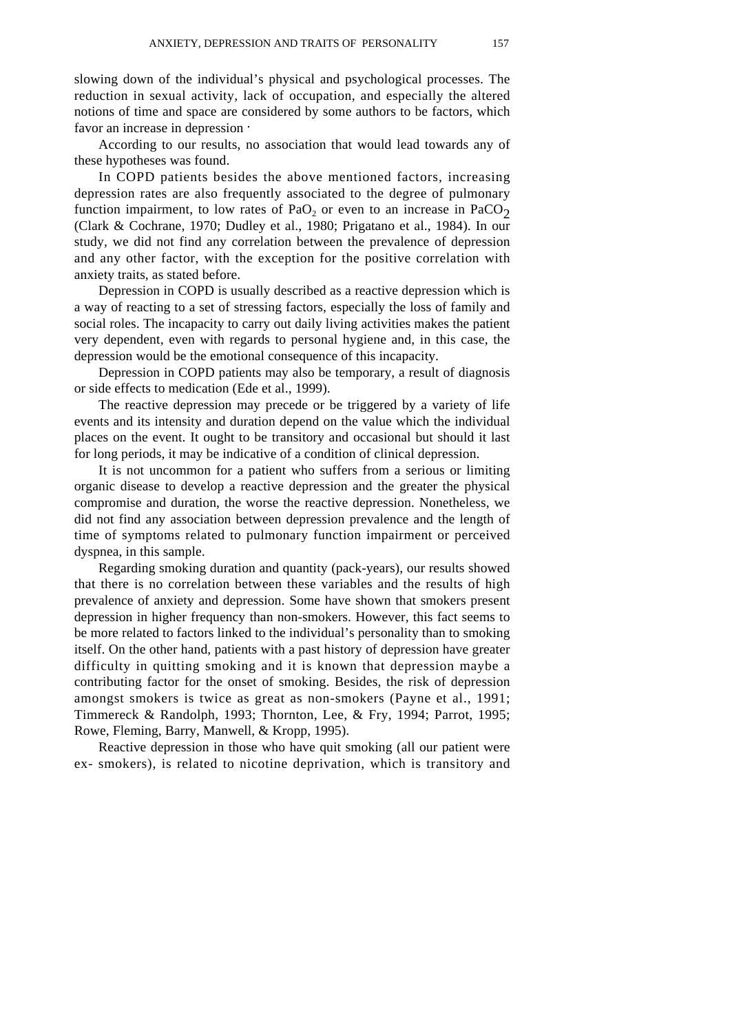slowing down of the individual's physical and psychological processes. The reduction in sexual activity, lack of occupation, and especially the altered notions of time and space are considered by some authors to be factors, which favor an increase in depression ·

According to our results, no association that would lead towards any of these hypotheses was found.

In COPD patients besides the above mentioned factors, increasing depression rates are also frequently associated to the degree of pulmonary function impairment, to low rates of $PaO_2$ or even to an increase in $PaCO_2$ (Clark & Cochrane, 1970; Dudley et al., 1980; Prigatano et al., 1984). In our study, we did not find any correlation between the prevalence of depression and any other factor, with the exception for the positive correlation with anxiety traits, as stated before.

Depression in COPD is usually described as a reactive depression which is a way of reacting to a set of stressing factors, especially the loss of family and social roles. The incapacity to carry out daily living activities makes the patient very dependent, even with regards to personal hygiene and, in this case, the depression would be the emotional consequence of this incapacity.

Depression in COPD patients may also be temporary, a result of diagnosis or side effects to medication (Ede et al., 1999).

The reactive depression may precede or be triggered by a variety of life events and its intensity and duration depend on the value which the individual places on the event. It ought to be transitory and occasional but should it last for long periods, it may be indicative of a condition of clinical depression.

It is not uncommon for a patient who suffers from a serious or limiting organic disease to develop a reactive depression and the greater the physical compromise and duration, the worse the reactive depression. Nonetheless, we did not find any association between depression prevalence and the length of time of symptoms related to pulmonary function impairment or perceived dyspnea, in this sample.

Regarding smoking duration and quantity (pack-years), our results showed that there is no correlation between these variables and the results of high prevalence of anxiety and depression. Some have shown that smokers present depression in higher frequency than non-smokers. However, this fact seems to be more related to factors linked to the individual's personality than to smoking itself. On the other hand, patients with a past history of depression have greater difficulty in quitting smoking and it is known that depression maybe a contributing factor for the onset of smoking. Besides, the risk of depression amongst smokers is twice as great as non-smokers (Payne et al., 1991; Timmereck & Randolph, 1993; Thornton, Lee, & Fry, 1994; Parrot, 1995; Rowe, Fleming, Barry, Manwell, & Kropp, 1995).

Reactive depression in those who have quit smoking (all our patient were ex- smokers), is related to nicotine deprivation, which is transitory and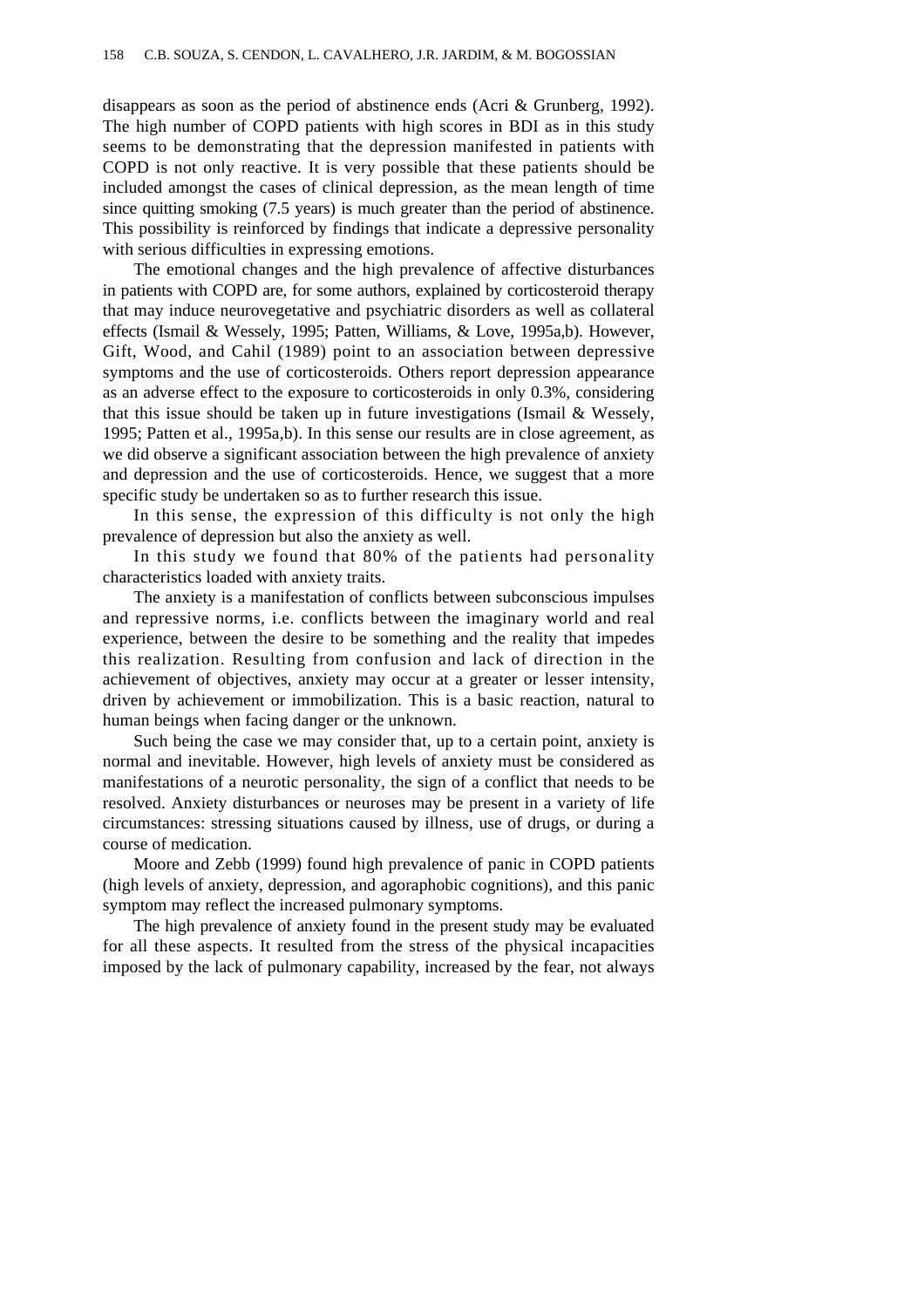disappears as soon as the period of abstinence ends (Acri & Grunberg, 1992). The high number of COPD patients with high scores in BDI as in this study seems to be demonstrating that the depression manifested in patients with COPD is not only reactive. It is very possible that these patients should be included amongst the cases of clinical depression, as the mean length of time since quitting smoking (7.5 years) is much greater than the period of abstinence. This possibility is reinforced by findings that indicate a depressive personality with serious difficulties in expressing emotions.

The emotional changes and the high prevalence of affective disturbances in patients with COPD are, for some authors, explained by corticosteroid therapy that may induce neurovegetative and psychiatric disorders as well as collateral effects (Ismail & Wessely, 1995; Patten, Williams, & Love, 1995a,b). However, Gift, Wood, and Cahil (1989) point to an association between depressive symptoms and the use of corticosteroids. Others report depression appearance as an adverse effect to the exposure to corticosteroids in only 0.3%, considering that this issue should be taken up in future investigations (Ismail & Wessely, 1995; Patten et al., 1995a,b). In this sense our results are in close agreement, as we did observe a significant association between the high prevalence of anxiety and depression and the use of corticosteroids. Hence, we suggest that a more specific study be undertaken so as to further research this issue.

In this sense, the expression of this difficulty is not only the high prevalence of depression but also the anxiety as well.

In this study we found that 80% of the patients had personality characteristics loaded with anxiety traits.

The anxiety is a manifestation of conflicts between subconscious impulses and repressive norms, i.e. conflicts between the imaginary world and real experience, between the desire to be something and the reality that impedes this realization. Resulting from confusion and lack of direction in the achievement of objectives, anxiety may occur at a greater or lesser intensity, driven by achievement or immobilization. This is a basic reaction, natural to human beings when facing danger or the unknown.

Such being the case we may consider that, up to a certain point, anxiety is normal and inevitable. However, high levels of anxiety must be considered as manifestations of a neurotic personality, the sign of a conflict that needs to be resolved. Anxiety disturbances or neuroses may be present in a variety of life circumstances: stressing situations caused by illness, use of drugs, or during a course of medication.

Moore and Zebb (1999) found high prevalence of panic in COPD patients (high levels of anxiety, depression, and agoraphobic cognitions), and this panic symptom may reflect the increased pulmonary symptoms.

The high prevalence of anxiety found in the present study may be evaluated for all these aspects. It resulted from the stress of the physical incapacities imposed by the lack of pulmonary capability, increased by the fear, not always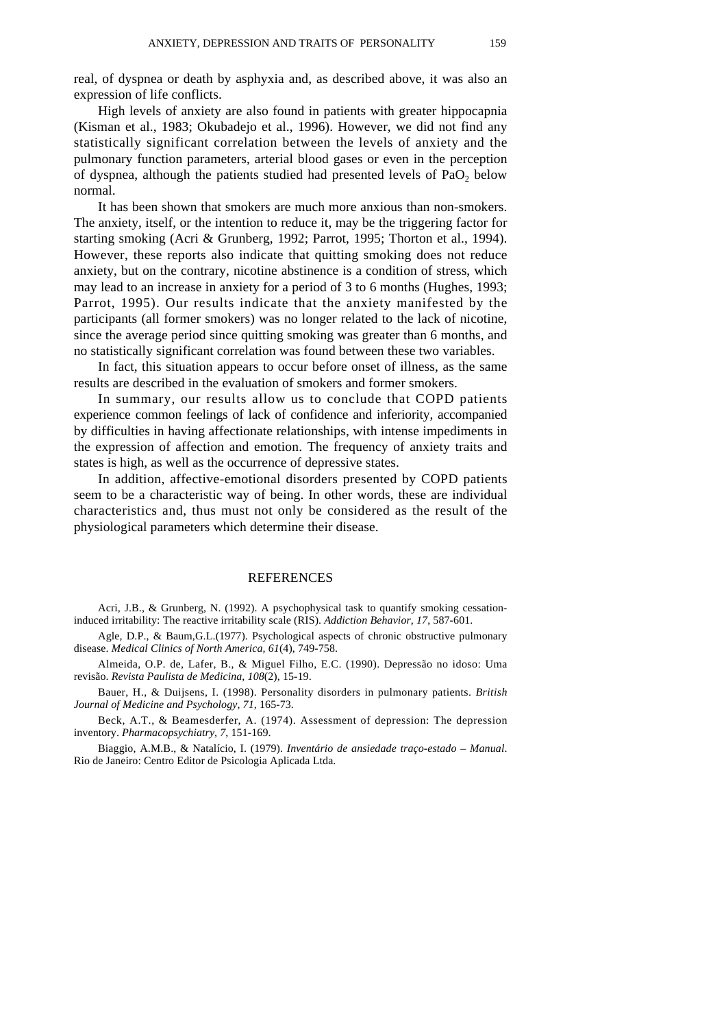real, of dyspnea or death by asphyxia and, as described above, it was also an expression of life conflicts.

High levels of anxiety are also found in patients with greater hippocapnia (Kisman et al., 1983; Okubadejo et al., 1996). However, we did not find any statistically significant correlation between the levels of anxiety and the pulmonary function parameters, arterial blood gases or even in the perception of dyspnea, although the patients studied had presented levels of $PaO_2$ below normal.

It has been shown that smokers are much more anxious than non-smokers. The anxiety, itself, or the intention to reduce it, may be the triggering factor for starting smoking (Acri & Grunberg, 1992; Parrot, 1995; Thorton et al., 1994). However, these reports also indicate that quitting smoking does not reduce anxiety, but on the contrary, nicotine abstinence is a condition of stress, which may lead to an increase in anxiety for a period of 3 to 6 months (Hughes, 1993; Parrot, 1995). Our results indicate that the anxiety manifested by the participants (all former smokers) was no longer related to the lack of nicotine, since the average period since quitting smoking was greater than 6 months, and no statistically significant correlation was found between these two variables.

In fact, this situation appears to occur before onset of illness, as the same results are described in the evaluation of smokers and former smokers.

In summary, our results allow us to conclude that COPD patients experience common feelings of lack of confidence and inferiority, accompanied by difficulties in having affectionate relationships, with intense impediments in the expression of affection and emotion. The frequency of anxiety traits and states is high, as well as the occurrence of depressive states.

In addition, affective-emotional disorders presented by COPD patients seem to be a characteristic way of being. In other words, these are individual characteristics and, thus must not only be considered as the result of the physiological parameters which determine their disease.

## REFERENCES

Acri, J.B., & Grunberg, N. (1992). A psychophysical task to quantify smoking cessation-induced irritability: The reactive irritability scale (RIS). *Addiction Behavior, 17*, 587-601.

Agle, D.P., & Baum,G.L.(1977). Psychological aspects of chronic obstructive pulmonary disease. *Medical Clinics of North America, 61*(4), 749-758.

Almeida, O.P. de, Lafer, B., & Miguel Filho, E.C. (1990). Depressão no idoso: Uma revisão. *Revista Paulista de Medicina, 108*(2), 15-19.

Bauer, H., & Duijsens, I. (1998). Personality disorders in pulmonary patients. *British Journal of Medicine and Psychology, 71*, 165-73.

Beck, A.T., & Beamesderfer, A. (1974). Assessment of depression: The depression inventory. *Pharmacopsychiatry, 7*, 151-169.

Biaggio, A.M.B., & Natalício, I. (1979). *Inventário de ansiedade traço-estado – Manual*. Rio de Janeiro: Centro Editor de Psicologia Aplicada Ltda.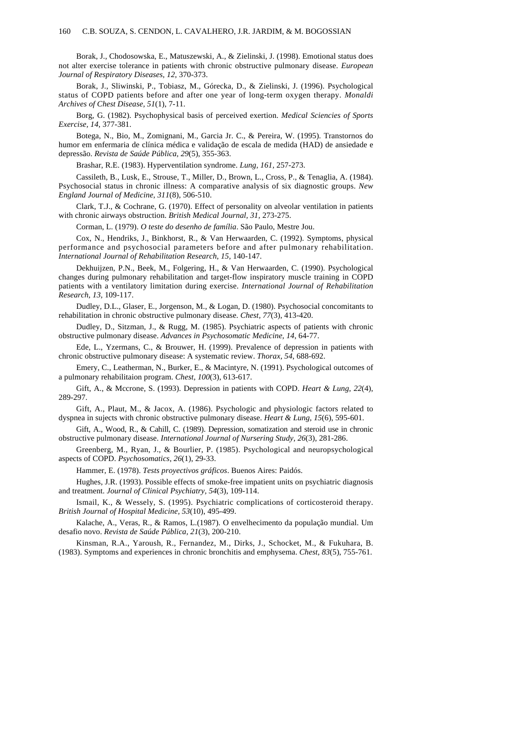Borak, J., Chodosowska, E., Matuszewski, A., & Zielinski, J. (1998). Emotional status does not alter exercise tolerance in patients with chronic obstructive pulmonary disease. *European Journal of Respiratory Diseases, 12*, 370-373.

Borak, J., Sliwinski, P., Tobiasz, M., Górecka, D., & Zielinski, J. (1996). Psychological status of COPD patients before and after one year of long-term oxygen therapy. *Monaldi Archives of Chest Disease, 51*(1), 7-11.

Borg, G. (1982). Psychophysical basis of perceived exertion. *Medical Sciencies of Sports Exercise, 14*, 377-381.

Botega, N., Bio, M., Zomignani, M., Garcia Jr. C., & Pereira, W. (1995). Transtornos do humor em enfermaria de clínica médica e validação de escala de medida (HAD) de ansiedade e depressão. *Revista de Saúde Pública, 29*(5), 355-363.

Brashar, R.E. (1983). Hyperventilation syndrome. *Lung, 161*, 257-273.

Cassileth, B., Lusk, E., Strouse, T., Miller, D., Brown, L., Cross, P., & Tenaglia, A. (1984). Psychosocial status in chronic illness: A comparative analysis of six diagnostic groups. *New England Journal of Medicine, 311*(8), 506-510.

Clark, T.J., & Cochrane, G. (1970). Effect of personality on alveolar ventilation in patients with chronic airways obstruction. *British Medical Journal, 31*, 273-275.

Corman, L. (1979). *O teste do desenho de família*. São Paulo, Mestre Jou.

Cox, N., Hendriks, J., Binkhorst, R., & Van Herwaarden, C. (1992). Symptoms, physical performance and psychosocial parameters before and after pulmonary rehabilitation. *International Journal of Rehabilitation Research, 15*, 140-147.

Dekhuijzen, P.N., Beek, M., Folgering, H., & Van Herwaarden, C. (1990). Psychological changes during pulmonary rehabilitation and target-flow inspiratory muscle training in COPD patients with a ventilatory limitation during exercise. *International Journal of Rehabilitation Research, 13*, 109-117.

Dudley, D.L., Glaser, E., Jorgenson, M., & Logan, D. (1980). Psychosocial concomitants to rehabilitation in chronic obstructive pulmonary disease. *Chest, 77*(3), 413-420.

Dudley, D., Sitzman, J., & Rugg, M. (1985). Psychiatric aspects of patients with chronic obstructive pulmonary disease. *Advances in Psychosomatic Medicine, 14*, 64-77.

Ede, L., Yzermans, C., & Brouwer, H. (1999). Prevalence of depression in patients with chronic obstructive pulmonary disease: A systematic review. *Thorax, 54*, 688-692.

Emery, C., Leatherman, N., Burker, E., & Macintyre, N. (1991). Psychological outcomes of a pulmonary rehabilitaion program. *Chest, 100*(3), 613-617.

Gift, A., & Mccrone, S. (1993). Depression in patients with COPD. *Heart & Lung, 22*(4), 289-297.

Gift, A., Plaut, M., & Jacox, A. (1986). Psychologic and physiologic factors related to dyspnea in sujects with chronic obstructive pulmonary disease. *Heart & Lung, 15*(6), 595-601.

Gift, A., Wood, R., & Cahill, C. (1989). Depression, somatization and steroid use in chronic obstructive pulmonary disease. *International Journal of Nursering Study, 26*(3), 281-286.

Greenberg, M., Ryan, J., & Bourlier, P. (1985). Psychological and neuropsychological aspects of COPD. *Psychosomatics, 26*(1), 29-33.

Hammer, E. (1978). *Tests proyectivos gráficos*. Buenos Aires: Paidós.

Hughes, J.R. (1993). Possible effects of smoke-free impatient units on psychiatric diagnosis and treatment. *Journal of Clinical Psychiatry, 54*(3), 109-114.

Ismail, K., & Wessely, S. (1995). Psychiatric complications of corticosteroid therapy. *British Journal of Hospital Medicine, 53*(10), 495-499.

Kalache, A., Veras, R., & Ramos, L.(1987). O envelhecimento da população mundial. Um desafio novo. *Revista de Saúde Pública, 21*(3), 200-210.

Kinsman, R.A., Yaroush, R., Fernandez, M., Dirks, J., Schocket, M., & Fukuhara, B. (1983). Symptoms and experiences in chronic bronchitis and emphysema. *Chest, 83*(5), 755-761.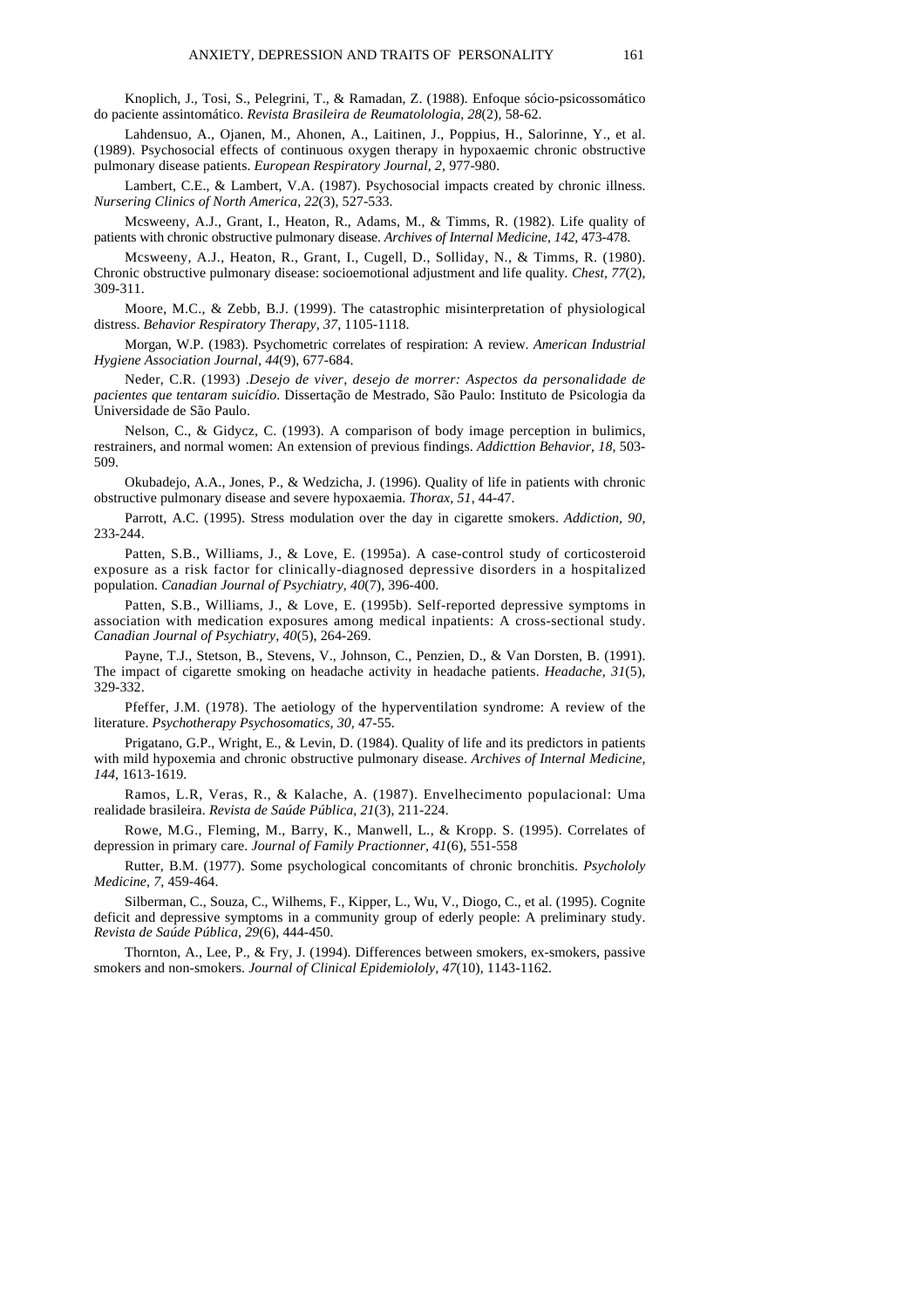Knoplich, J., Tosi, S., Pelegrini, T., & Ramadan, Z. (1988). Enfoque sócio-psicossomático do paciente assintomático. *Revista Brasileira de Reumatolologia, 28*(2), 58-62.

Lahdensuo, A., Ojanen, M., Ahonen, A., Laitinen, J., Poppius, H., Salorinne, Y., et al. (1989). Psychosocial effects of continuous oxygen therapy in hypoxaemic chronic obstructive pulmonary disease patients. *European Respiratory Journal, 2*, 977-980.

Lambert, C.E., & Lambert, V.A. (1987). Psychosocial impacts created by chronic illness. *Nursering Clinics of North America, 22*(3), 527-533.

Mcsweeny, A.J., Grant, I., Heaton, R., Adams, M., & Timms, R. (1982). Life quality of patients with chronic obstructive pulmonary disease. *Archives of Internal Medicine, 142*, 473-478.

Mcsweeny, A.J., Heaton, R., Grant, I., Cugell, D., Solliday, N., & Timms, R. (1980). Chronic obstructive pulmonary disease: socioemotional adjustment and life quality. *Chest, 77*(2), 309-311.

Moore, M.C., & Zebb, B.J. (1999). The catastrophic misinterpretation of physiological distress. *Behavior Respiratory Therapy, 37*, 1105-1118.

Morgan, W.P. (1983). Psychometric correlates of respiration: A review. *American Industrial Hygiene Association Journal, 44*(9), 677-684.

Neder, C.R. (1993) .*Desejo de viver, desejo de morrer: Aspectos da personalidade de pacientes que tentaram suicídio*. Dissertação de Mestrado, São Paulo: Instituto de Psicologia da Universidade de São Paulo.

Nelson, C., & Gidycz, C. (1993). A comparison of body image perception in bulimics, restrainers, and normal women: An extension of previous findings. *Addicttion Behavior, 18*, 503-509.

Okubadejo, A.A., Jones, P., & Wedzicha, J. (1996). Quality of life in patients with chronic obstructive pulmonary disease and severe hypoxaemia. *Thorax, 51*, 44-47.

Parrott, A.C. (1995). Stress modulation over the day in cigarette smokers. *Addiction, 90*, 233-244.

Patten, S.B., Williams, J., & Love, E. (1995a). A case-control study of corticosteroid exposure as a risk factor for clinically-diagnosed depressive disorders in a hospitalized population. *Canadian Journal of Psychiatry, 40*(7), 396-400.

Patten, S.B., Williams, J., & Love, E. (1995b). Self-reported depressive symptoms in association with medication exposures among medical inpatients: A cross-sectional study. *Canadian Journal of Psychiatry, 40*(5), 264-269.

Payne, T.J., Stetson, B., Stevens, V., Johnson, C., Penzien, D., & Van Dorsten, B. (1991). The impact of cigarette smoking on headache activity in headache patients. *Headache, 31*(5), 329-332.

Pfeffer, J.M. (1978). The aetiology of the hyperventilation syndrome: A review of the literature. *Psychotherapy Psychosomatics, 30*, 47-55.

Prigatano, G.P., Wright, E., & Levin, D. (1984). Quality of life and its predictors in patients with mild hypoxemia and chronic obstructive pulmonary disease. *Archives of Internal Medicine, 144*, 1613-1619.

Ramos, L.R, Veras, R., & Kalache, A. (1987). Envelhecimento populacional: Uma realidade brasileira. *Revista de Saúde Pública, 21*(3), 211-224.

Rowe, M.G., Fleming, M., Barry, K., Manwell, L., & Kropp. S. (1995). Correlates of depression in primary care. *Journal of Family Practionner, 41*(6), 551-558

Rutter, B.M. (1977). Some psychological concomitants of chronic bronchitis. *Psychololy Medicine, 7*, 459-464.

Silberman, C., Souza, C., Wilhems, F., Kipper, L., Wu, V., Diogo, C., et al. (1995). Cognite deficit and depressive symptoms in a community group of ederly people: A preliminary study. *Revista de Saúde Pública, 29*(6), 444-450.

Thornton, A., Lee, P., & Fry, J. (1994). Differences between smokers, ex-smokers, passive smokers and non-smokers. *Journal of Clinical Epidemiololy, 47*(10), 1143-1162.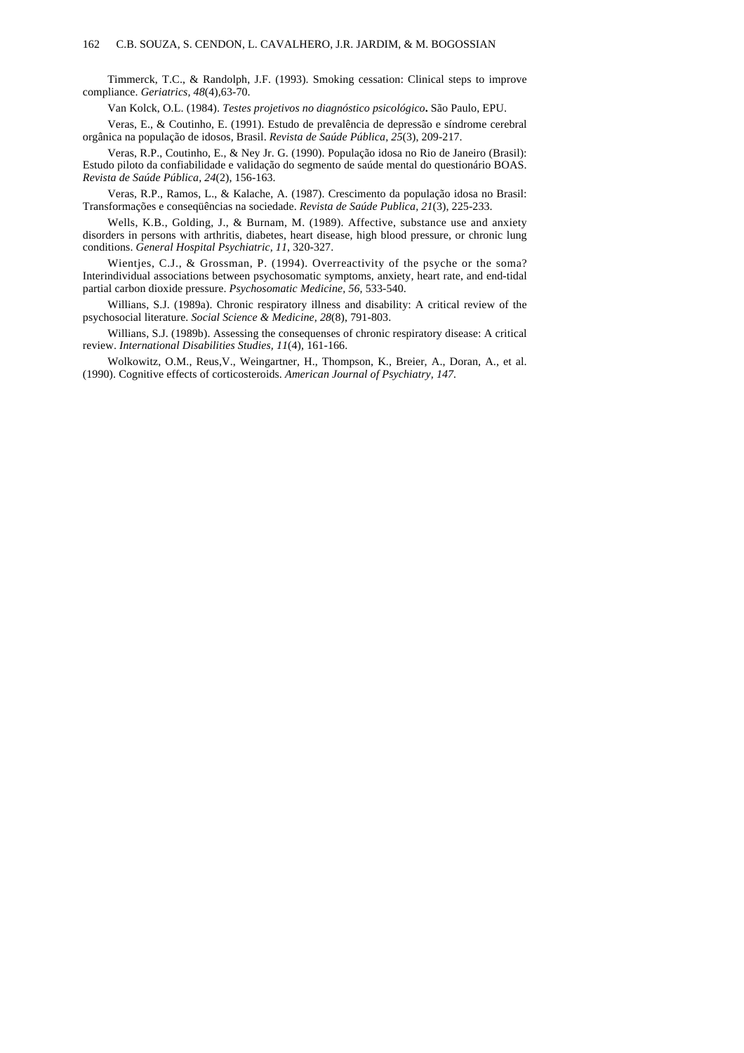Timmerck, T.C., & Randolph, J.F. (1993). Smoking cessation: Clinical steps to improve compliance. *Geriatrics, 48*(4),63-70.

Van Kolck, O.L. (1984). *Testes projetivos no diagnóstico psicológico***.** São Paulo, EPU.

Veras, E., & Coutinho, E. (1991). Estudo de prevalência de depressão e síndrome cerebral orgânica na população de idosos, Brasil. *Revista de Saúde Pública, 25*(3), 209-217.

Veras, R.P., Coutinho, E., & Ney Jr. G. (1990). População idosa no Rio de Janeiro (Brasil): Estudo piloto da confiabilidade e validação do segmento de saúde mental do questionário BOAS. *Revista de Saúde Pública, 24*(2), 156-163.

Veras, R.P., Ramos, L., & Kalache, A. (1987). Crescimento da população idosa no Brasil: Transformações e conseqüências na sociedade. *Revista de Saúde Publica, 21*(3), 225-233.

Wells, K.B., Golding, J., & Burnam, M. (1989). Affective, substance use and anxiety disorders in persons with arthritis, diabetes, heart disease, high blood pressure, or chronic lung conditions. *General Hospital Psychiatric, 11*, 320-327.

Wientjes, C.J., & Grossman, P. (1994). Overreactivity of the psyche or the soma? Interindividual associations between psychosomatic symptoms, anxiety, heart rate, and end-tidal partial carbon dioxide pressure. *Psychosomatic Medicine, 56,* 533-540.

Willians, S.J. (1989a). Chronic respiratory illness and disability: A critical review of the psychosocial literature. *Social Science & Medicine, 28*(8), 791-803.

Willians, S.J. (1989b). Assessing the consequenses of chronic respiratory disease: A critical review. *International Disabilities Studies, 11*(4), 161-166.

Wolkowitz, O.M., Reus,V., Weingartner, H., Thompson, K., Breier, A., Doran, A., et al. (1990). Cognitive effects of corticosteroids. *American Journal of Psychiatry, 147.*